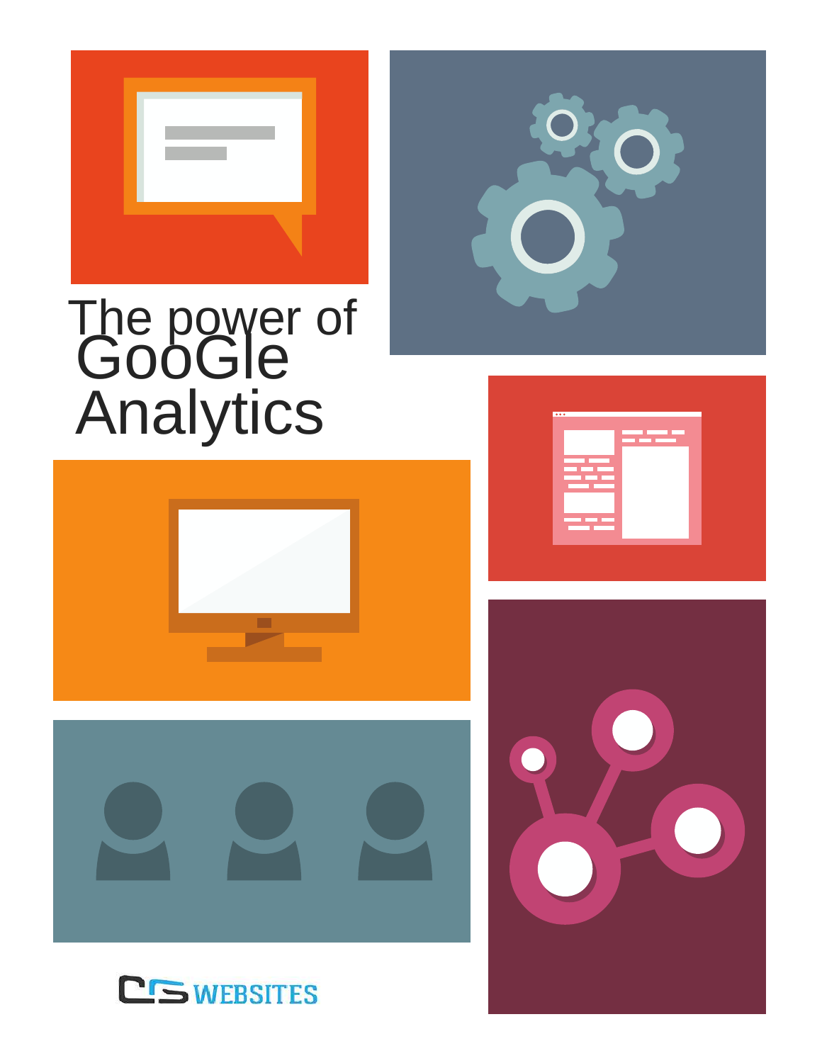# The power of GooGle Analytics

CS WEBSITES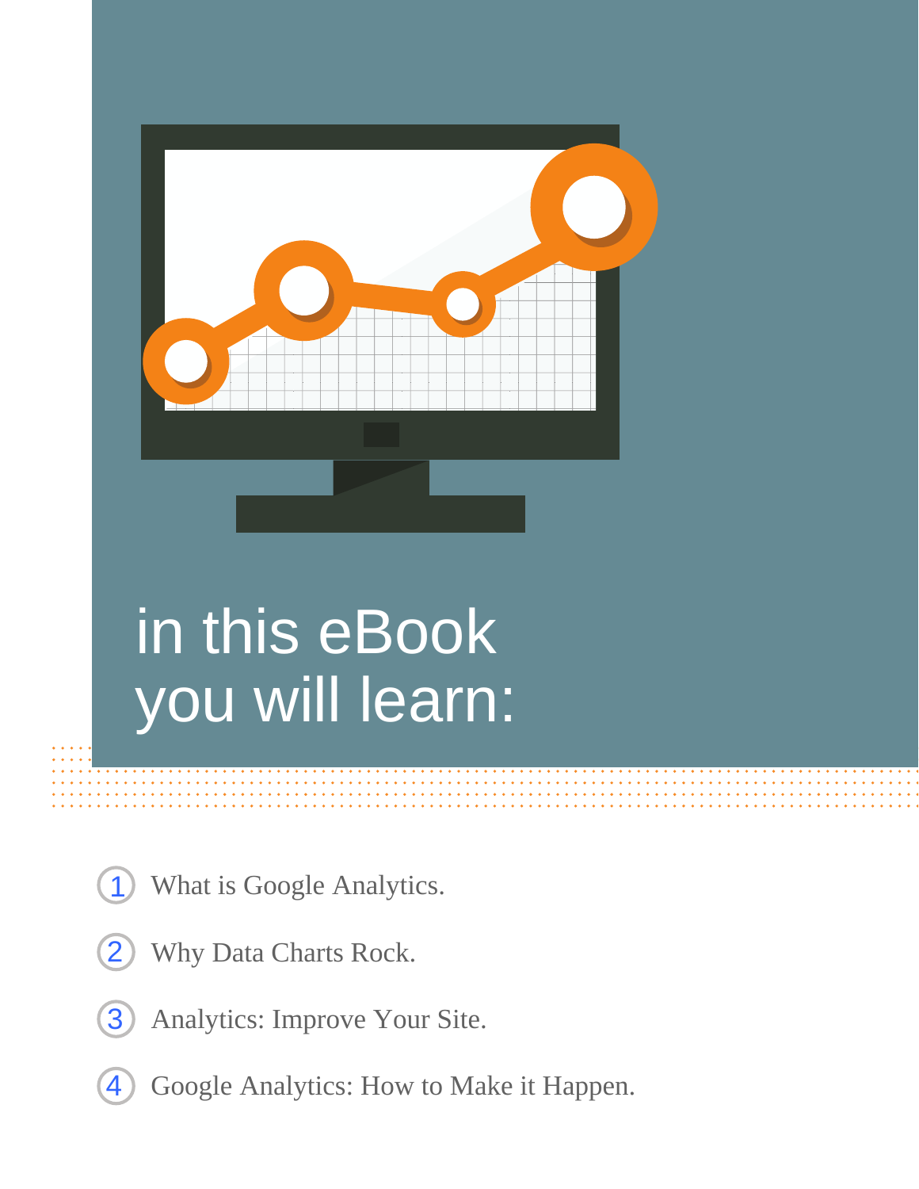# in this eBook you will learn:

1. What is Google Analytics.
2. Why Data Charts Rock.
3. Analytics: Improve Your Site.
4. Google Analytics: How to Make it Happen.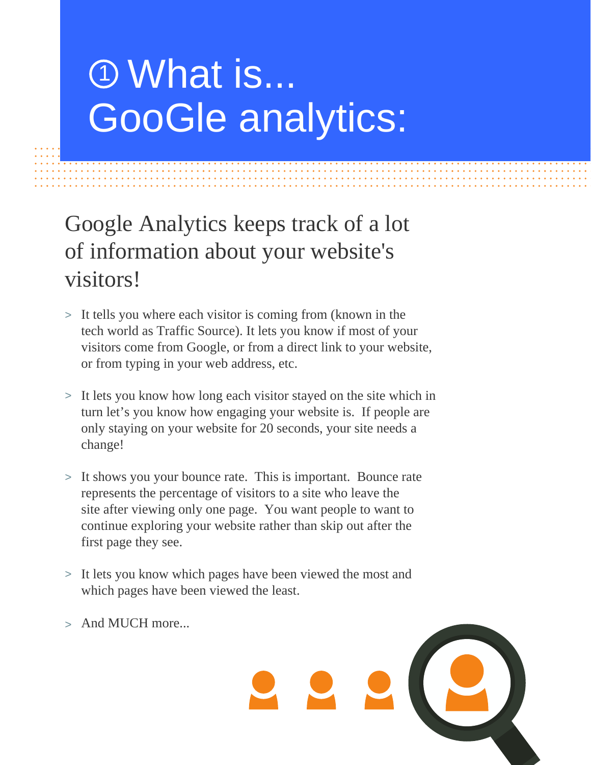# ① What is... GooGle analytics:

## Google Analytics keeps track of a lot of information about your website's visitors!

> It tells you where each visitor is coming from (known in the tech world as Traffic Source). It lets you know if most of your visitors come from Google, or from a direct link to your website, or from typing in your web address, etc.

> It lets you know how long each visitor stayed on the site which in turn let's you know how engaging your website is. If people are only staying on your website for 20 seconds, your site needs a change!

> It shows you your bounce rate. This is important. Bounce rate represents the percentage of visitors to a site who leave the site after viewing only one page. You want people to want to continue exploring your website rather than skip out after the first page they see.

> It lets you know which pages have been viewed the most and which pages have been viewed the least.

> And MUCH more...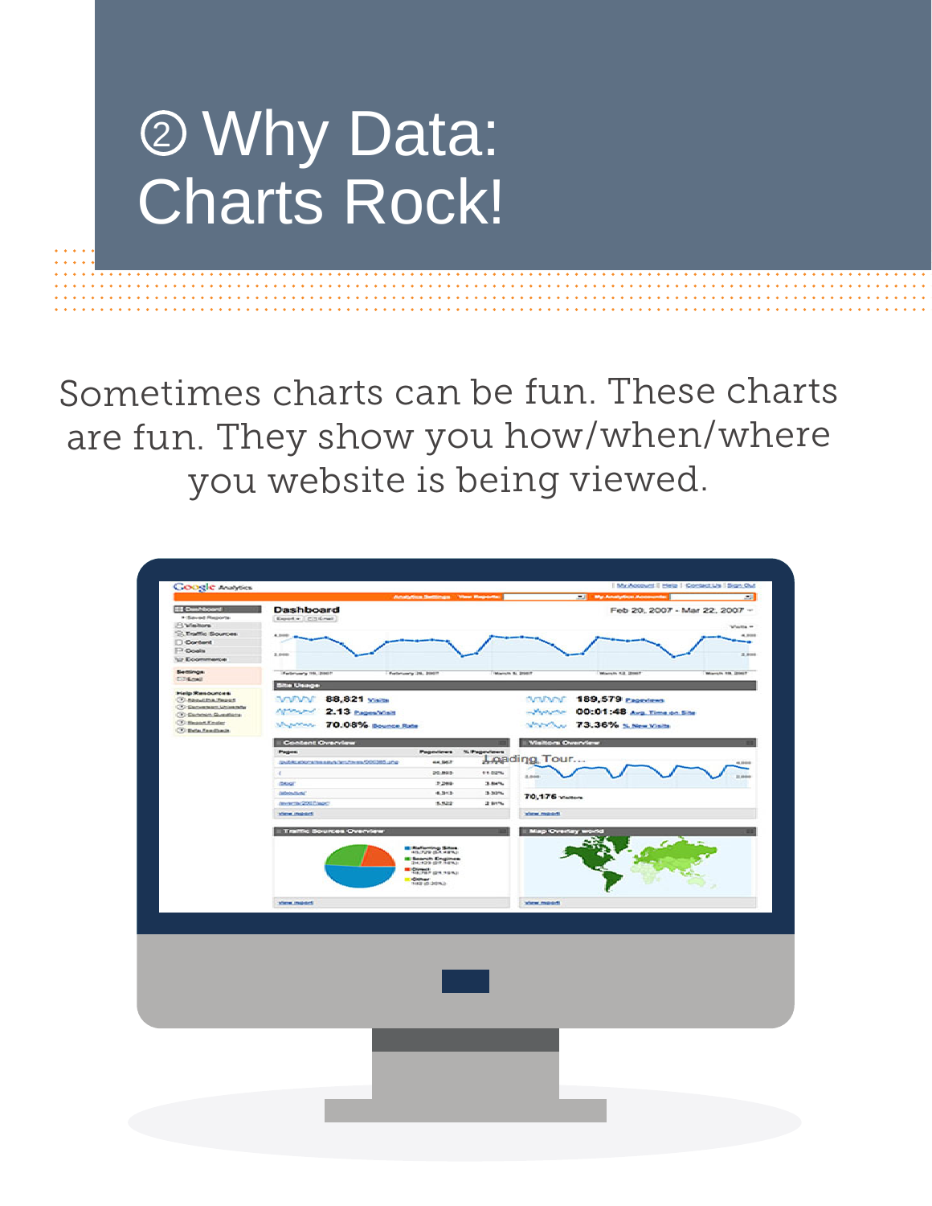# ② Why Data: Charts Rock!

Sometimes charts can be fun. These charts are fun. They show you how/when/where you website is being viewed.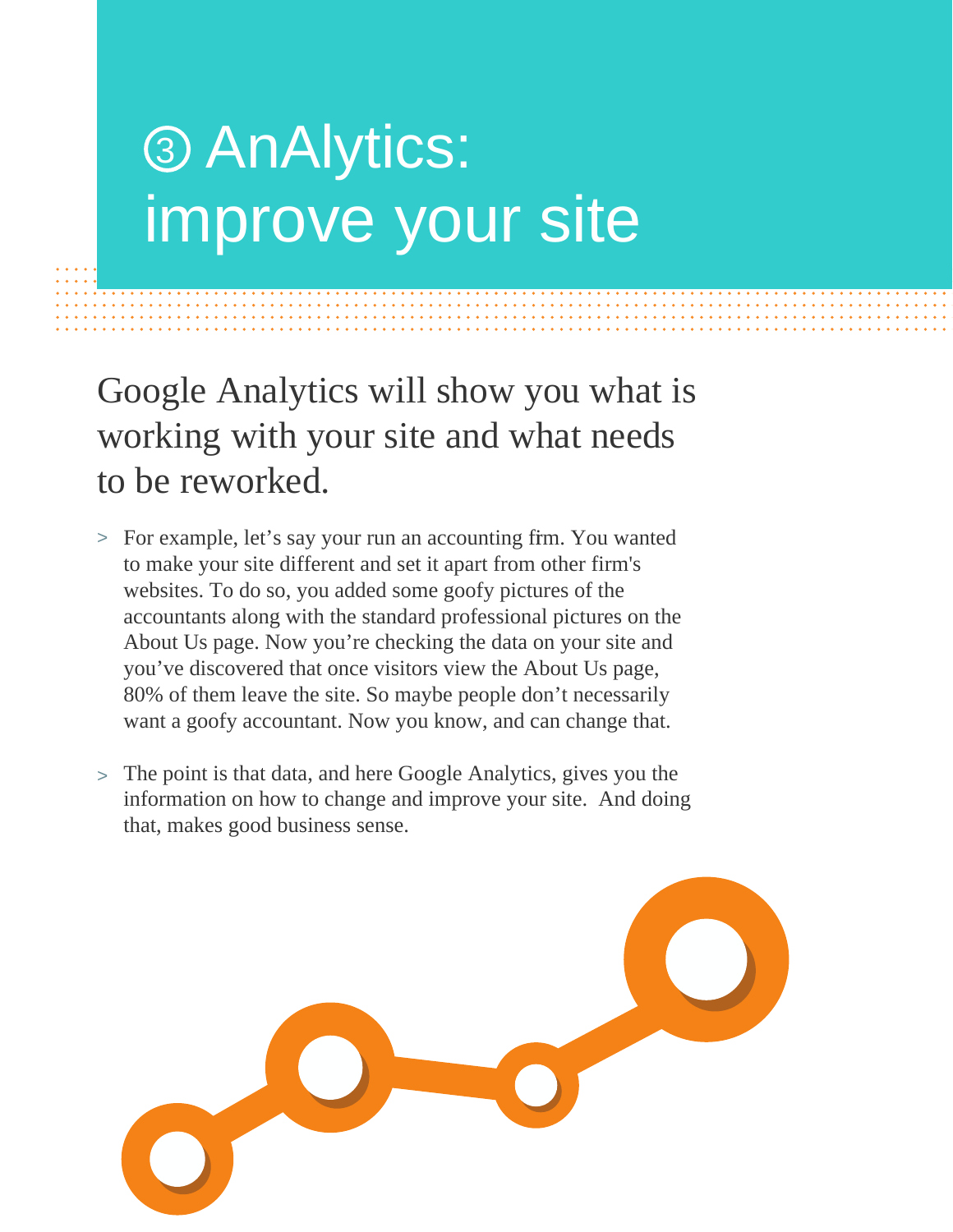# ③ AnAlytics: improve your site

## Google Analytics will show you what is working with your site and what needs to be reworked.

> For example, let's say your run an accounting firm. You wanted to make your site different and set it apart from other firm's websites. To do so, you added some goofy pictures of the accountants along with the standard professional pictures on the About Us page. Now you're checking the data on your site and you've discovered that once visitors view the About Us page, 80% of them leave the site. So maybe people don't necessarily want a goofy accountant. Now you know, and can change that.

> The point is that data, and here Google Analytics, gives you the information on how to change and improve your site. And doing that, makes good business sense.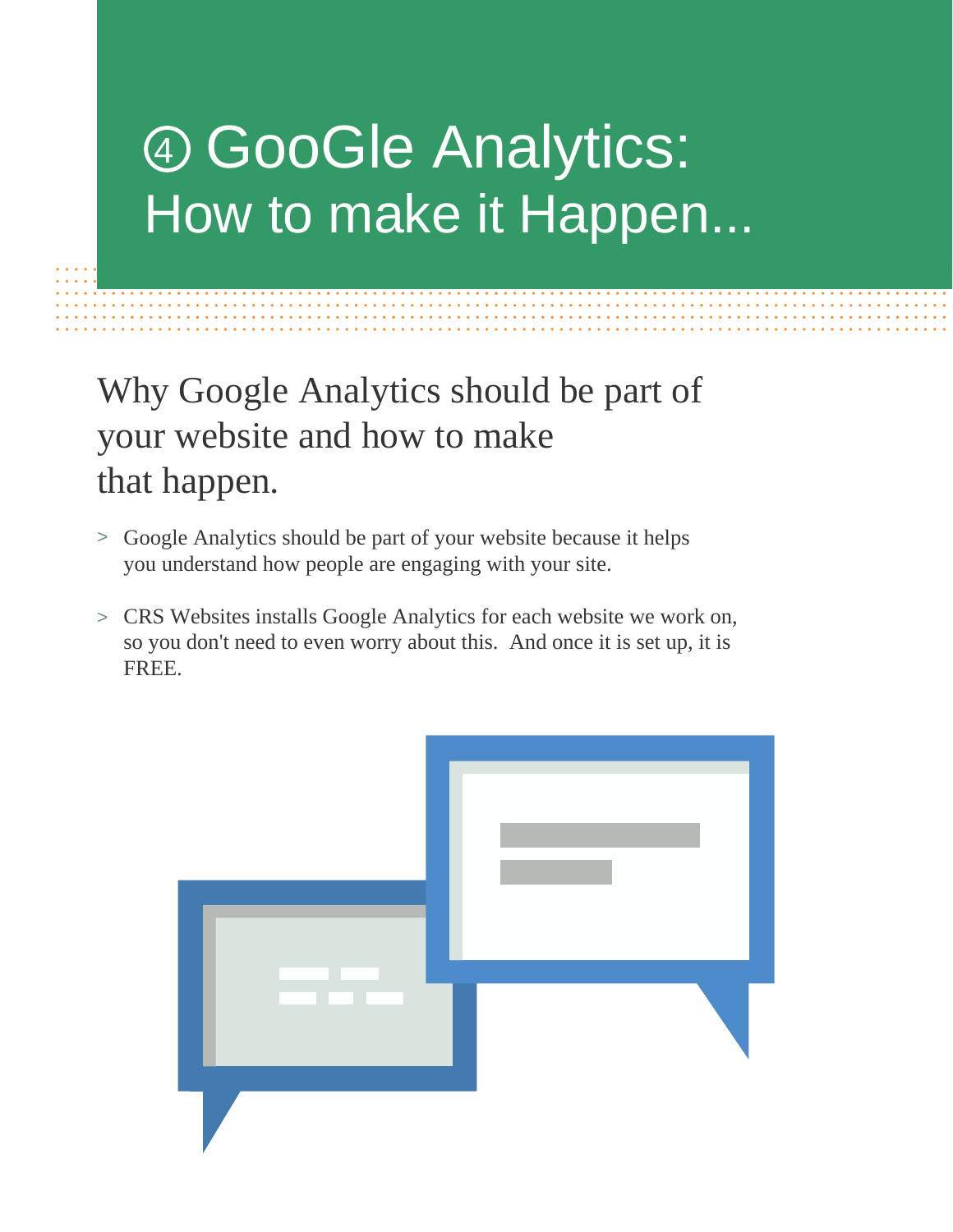# ④ GooGle Analytics: How to make it Happen...

## Why Google Analytics should be part of your website and how to make that happen.

> Google Analytics should be part of your website because it helps you understand how people are engaging with your site.

> CRS Websites installs Google Analytics for each website we work on, so you don't need to even worry about this.  And once it is set up, it is FREE.